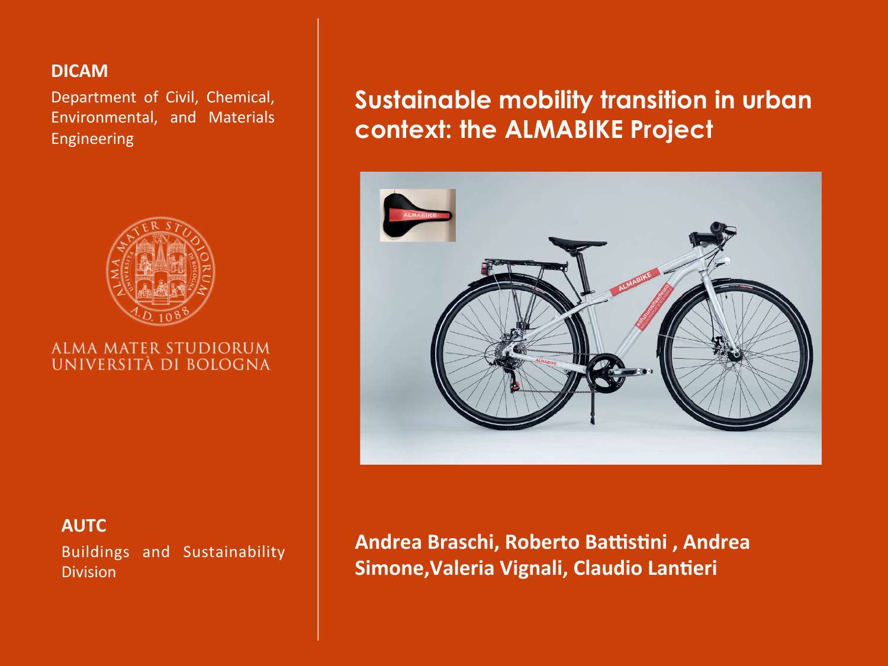**DICAM**

Department of Civil, Chemical, Environmental, and Materials Engineering

ALMA MATER STUDIORUM
UNIVERSITÀ DI BOLOGNA

**AUTC**

Buildings and Sustainability Division

# Sustainable mobility transition in urban context: the ALMABIKE Project

**Andrea Braschi, Roberto Battistini , Andrea Simone,Valeria Vignali, Claudio Lantieri**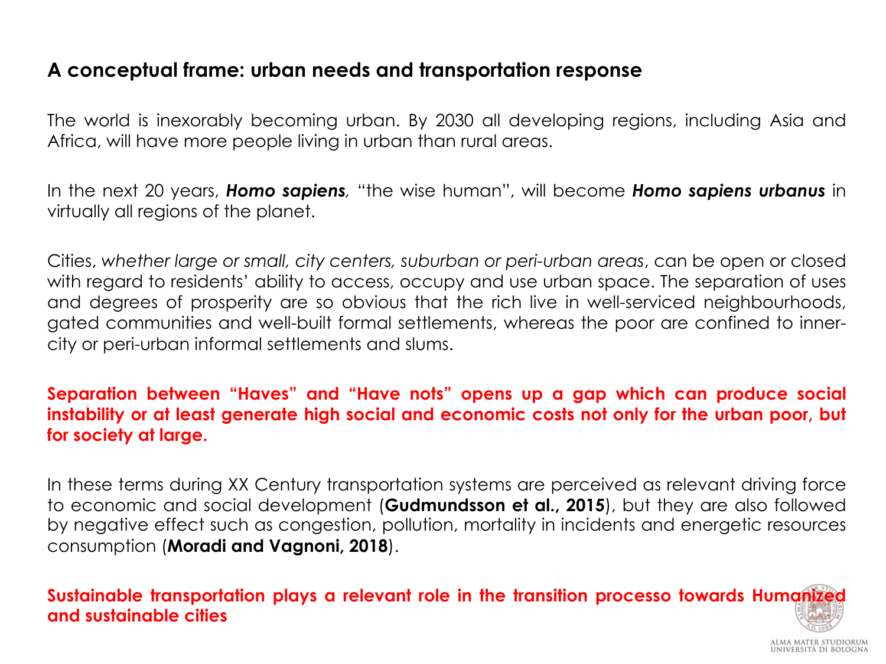## A conceptual frame: urban needs and transportation response

The world is inexorably becoming urban. By 2030 all developing regions, including Asia and Africa, will have more people living in urban than rural areas.

In the next 20 years, ***Homo sapiens***, "the wise human", will become ***Homo sapiens urbanus*** in virtually all regions of the planet.

Cities, *whether large or small, city centers, suburban or peri-urban areas*, can be open or closed with regard to residents' ability to access, occupy and use urban space. The separation of uses and degrees of prosperity are so obvious that the rich live in well-serviced neighbourhoods, gated communities and well-built formal settlements, whereas the poor are confined to inner-city or peri-urban informal settlements and slums.

**Separation between "Haves" and "Have nots" opens up a gap which can produce social instability or at least generate high social and economic costs not only for the urban poor, but for society at large.**

In these terms during XX Century transportation systems are perceived as relevant driving force to economic and social development (**Gudmundsson et al., 2015**), but they are also followed by negative effect such as congestion, pollution, mortality in incidents and energetic resources consumption (**Moradi and Vagnoni, 2018**).

**Sustainable transportation plays a relevant role in the transition processo towards Humanized and sustainable cities**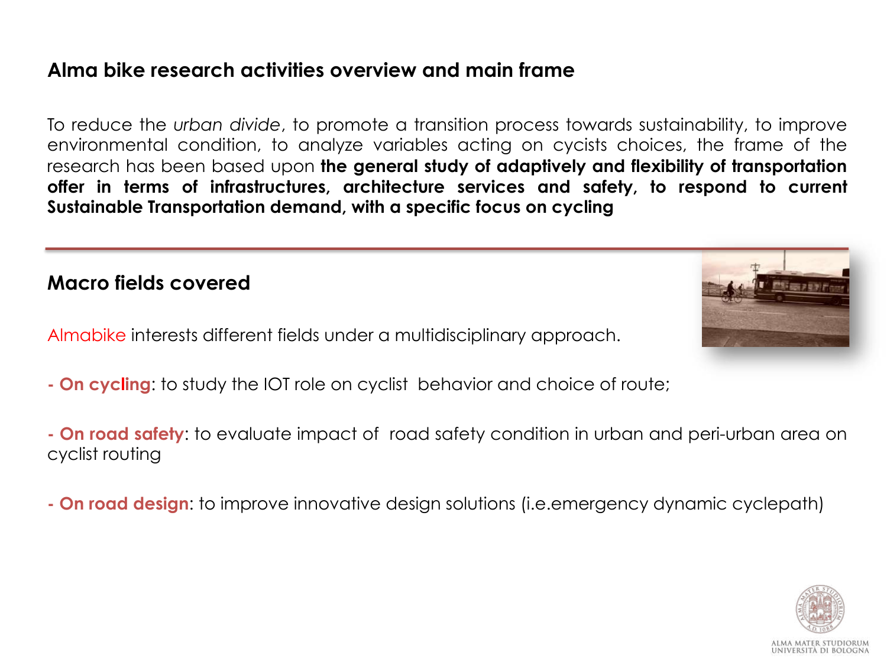## Alma bike research activities overview and main frame

To reduce the *urban divide*, to promote a transition process towards sustainability, to improve environmental condition, to analyze variables acting on cycists choices, the frame of the research has been based upon **the general study of adaptively and flexibility of transportation offer in terms of infrastructures, architecture services and safety, to respond to current Sustainable Transportation demand, with a specific focus on cycling**

## Macro fields covered

Almabike interests different fields under a multidisciplinary approach.

- **On cycling**: to study the IOT role on cyclist behavior and choice of route;

- **On road safety**: to evaluate impact of road safety condition in urban and peri-urban area on cyclist routing

- **On road design**: to improve innovative design solutions (i.e.emergency dynamic cyclepath)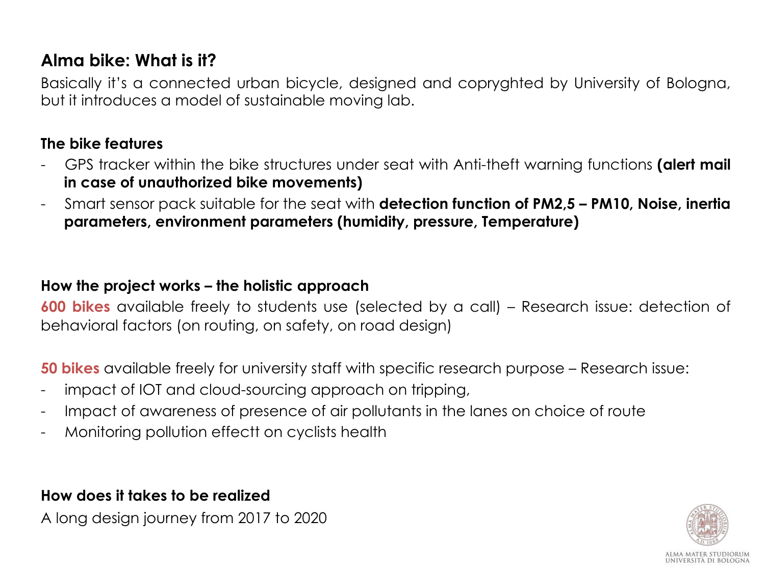## Alma bike: What is it?

Basically it's a connected urban bicycle, designed and copyghted by University of Bologna, but it introduces a model of sustainable moving lab.

### The bike features

- GPS tracker within the bike structures under seat with Anti-theft warning functions **(alert mail in case of unauthorized bike movements)**
- Smart sensor pack suitable for the seat with **detection function of PM2,5 – PM10, Noise, inertia parameters, environment parameters (humidity, pressure, Temperature)**

### How the project works – the holistic approach

**600 bikes** available freely to students use (selected by a call) – Research issue: detection of behavioral factors (on routing, on safety, on road design)

**50 bikes** available freely for university staff with specific research purpose – Research issue:

- impact of IOT and cloud-sourcing approach on tripping,
- Impact of awareness of presence of air pollutants in the lanes on choice of route
- Monitoring pollution effectt on cyclists health

### How does it takes to be realized

A long design journey from 2017 to 2020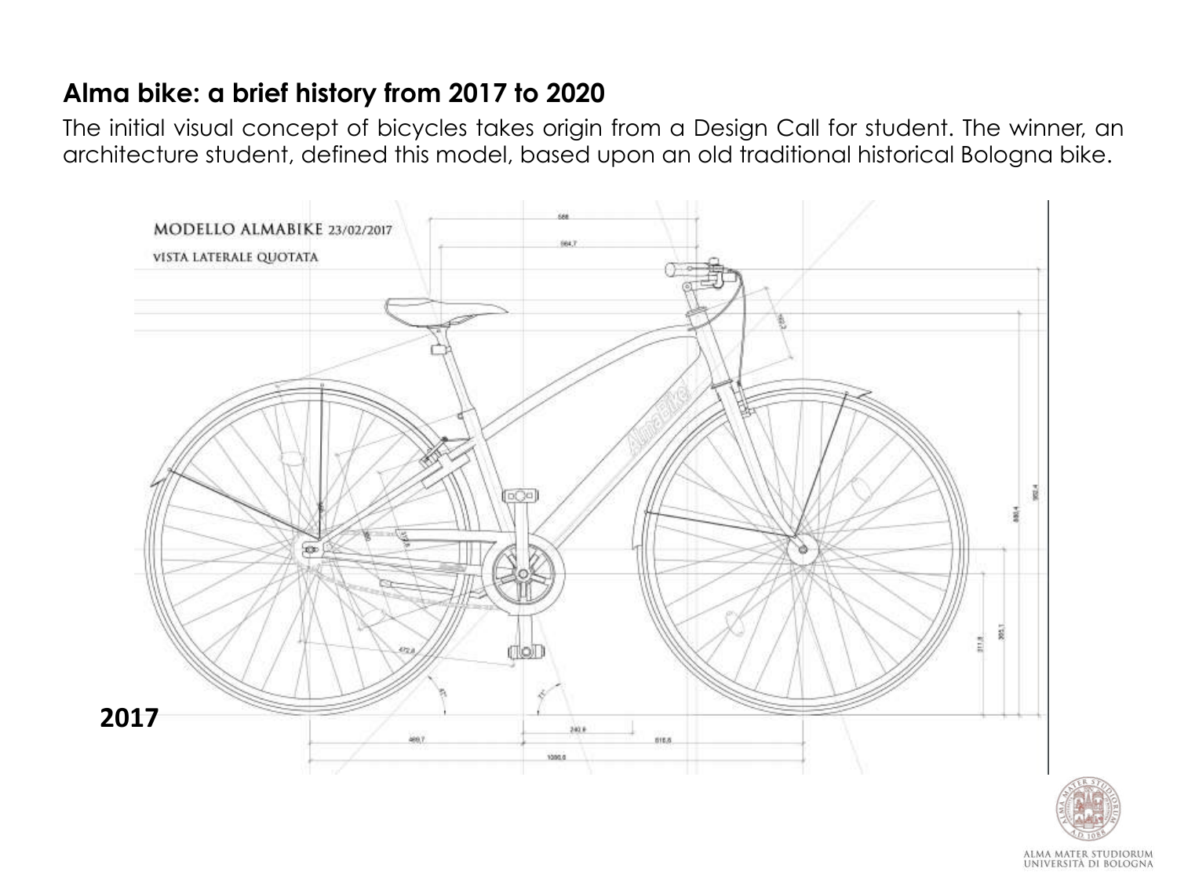## Alma bike: a brief history from 2017 to 2020

The initial visual concept of bicycles takes origin from a Design Call for student. The winner, an architecture student, defined this model, based upon an old traditional historical Bologna bike.

MODELLO ALMABIKE 23/02/2017

VISTA LATERALE QUOTATA

2017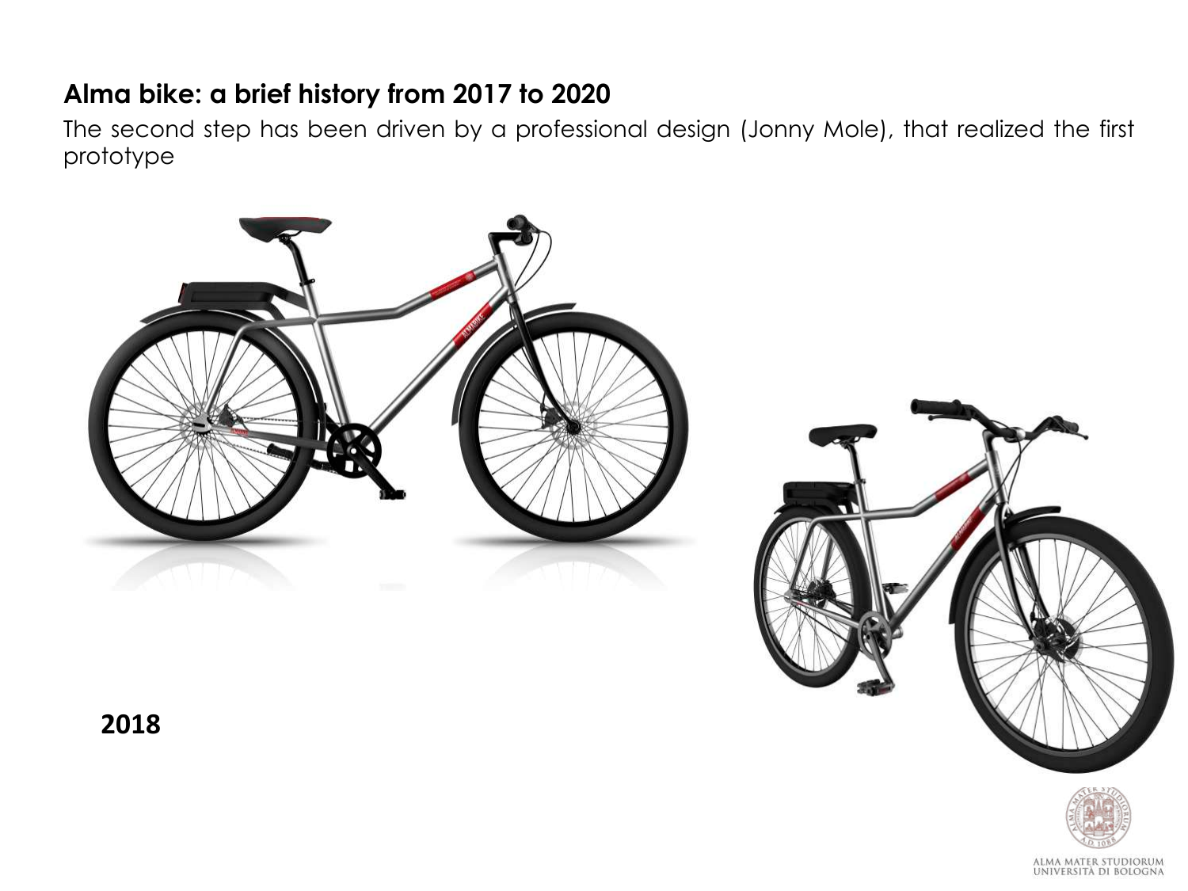## Alma bike: a brief history from 2017 to 2020

The second step has been driven by a professional design (Jonny Mole), that realized the first prototype

**2018**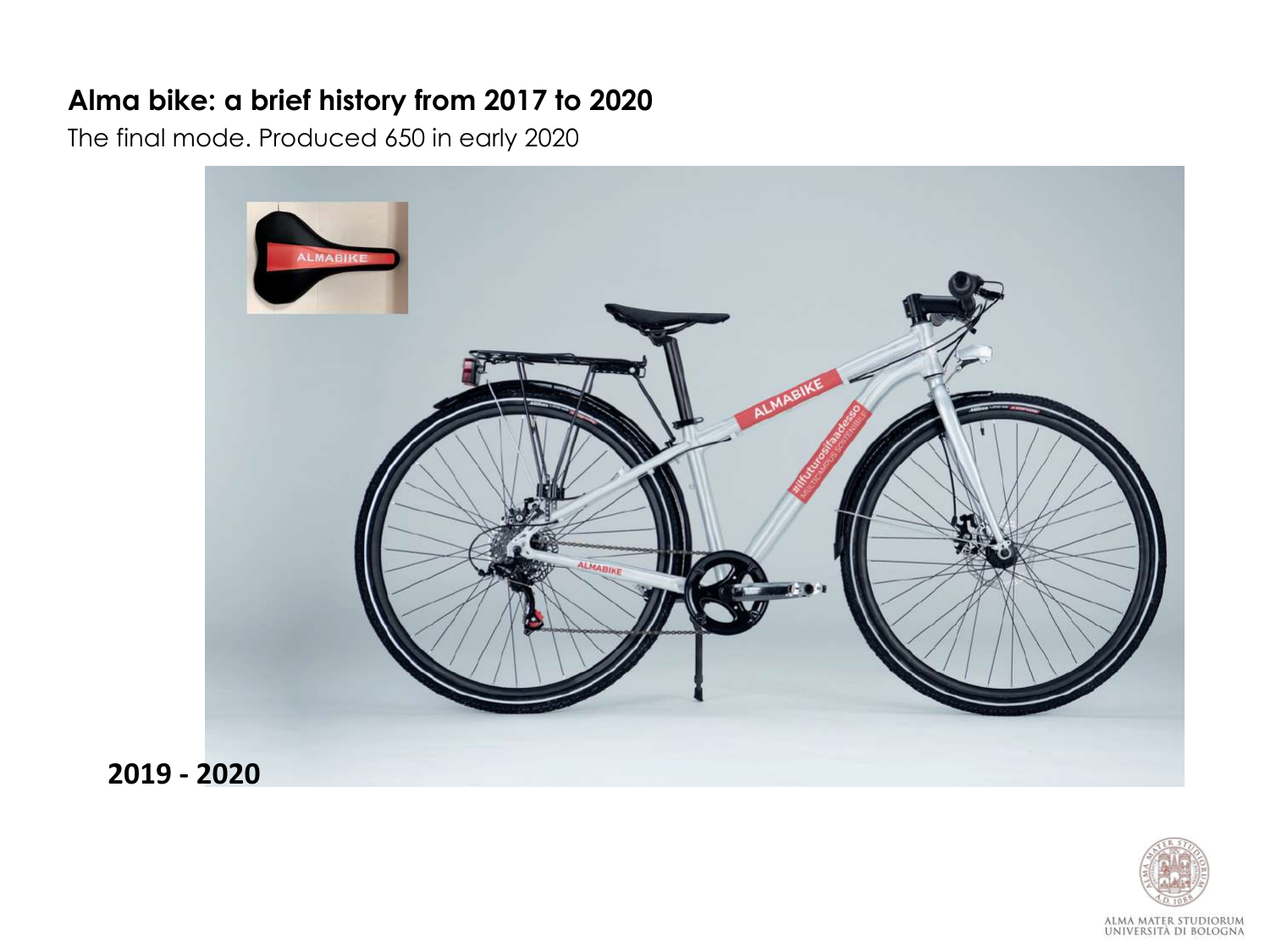## Alma bike: a brief history from 2017 to 2020

The final mode. Produced 650 in early 2020

**2019 - 2020**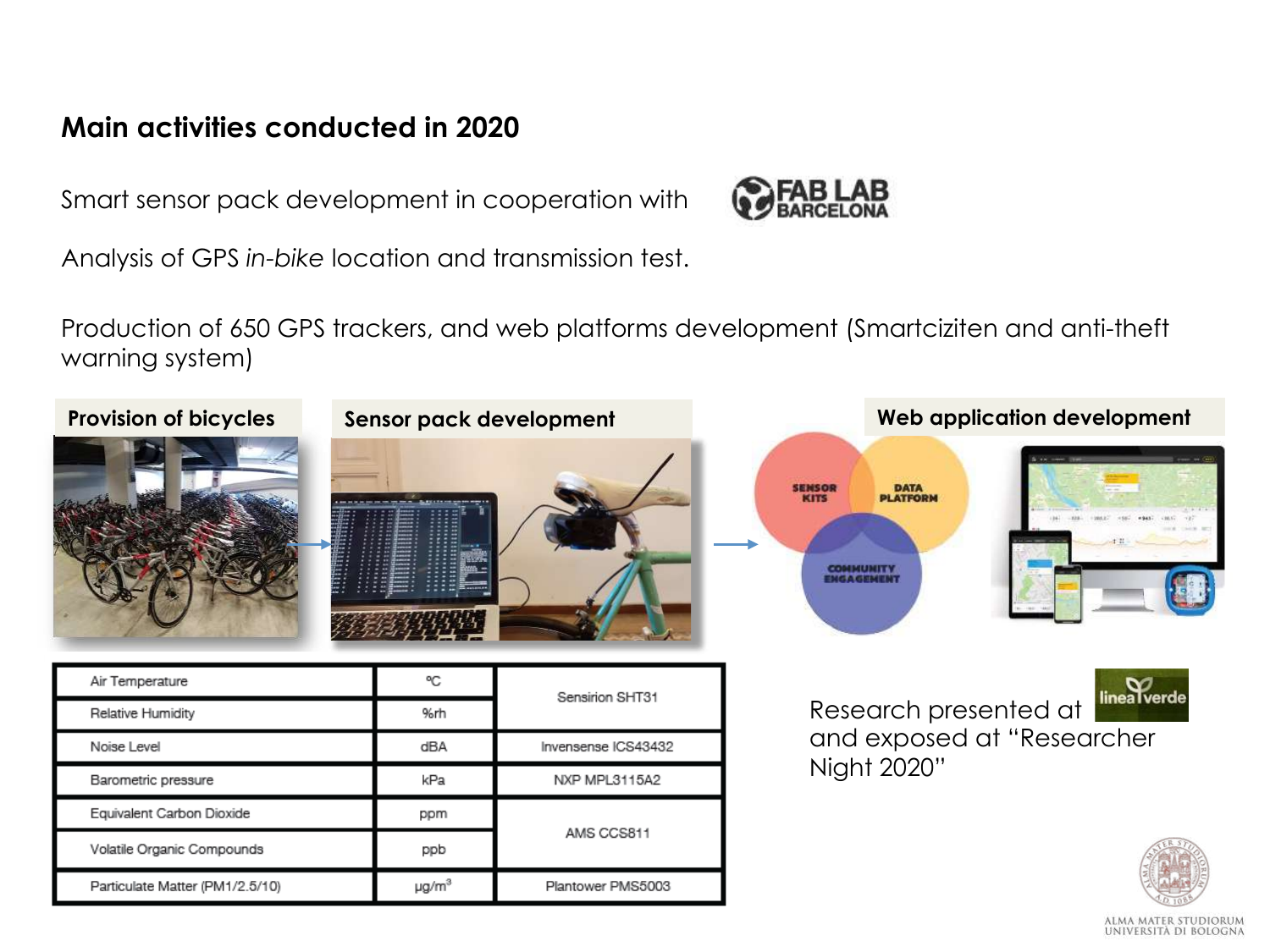## Main activities conducted in 2020

Smart sensor pack development in cooperation with FAB LAB BARCELONA

Analysis of GPS *in-bike* location and transmission test.

Production of 650 GPS trackers, and web platforms development (Smartciziten and anti-theft warning system)

**Provision of bicycles** → **Sensor pack development** → **Web application development**

| Air Temperature | °C | Sensirion SHT31 |
|---|---|---|
| Relative Humidity | %rh | |
| Noise Level | dBA | Invensense ICS43432 |
| Barometric pressure | kPa | NXP MPL3115A2 |
| Equivalent Carbon Dioxide | ppm | AMS CCS811 |
| Volatile Organic Compounds | ppb | |
| Particulate Matter (PM1/2.5/10) | μg/m$^3$ | Plantower PMS5003 |

Research presented at lineaverde and exposed at "Researcher Night 2020"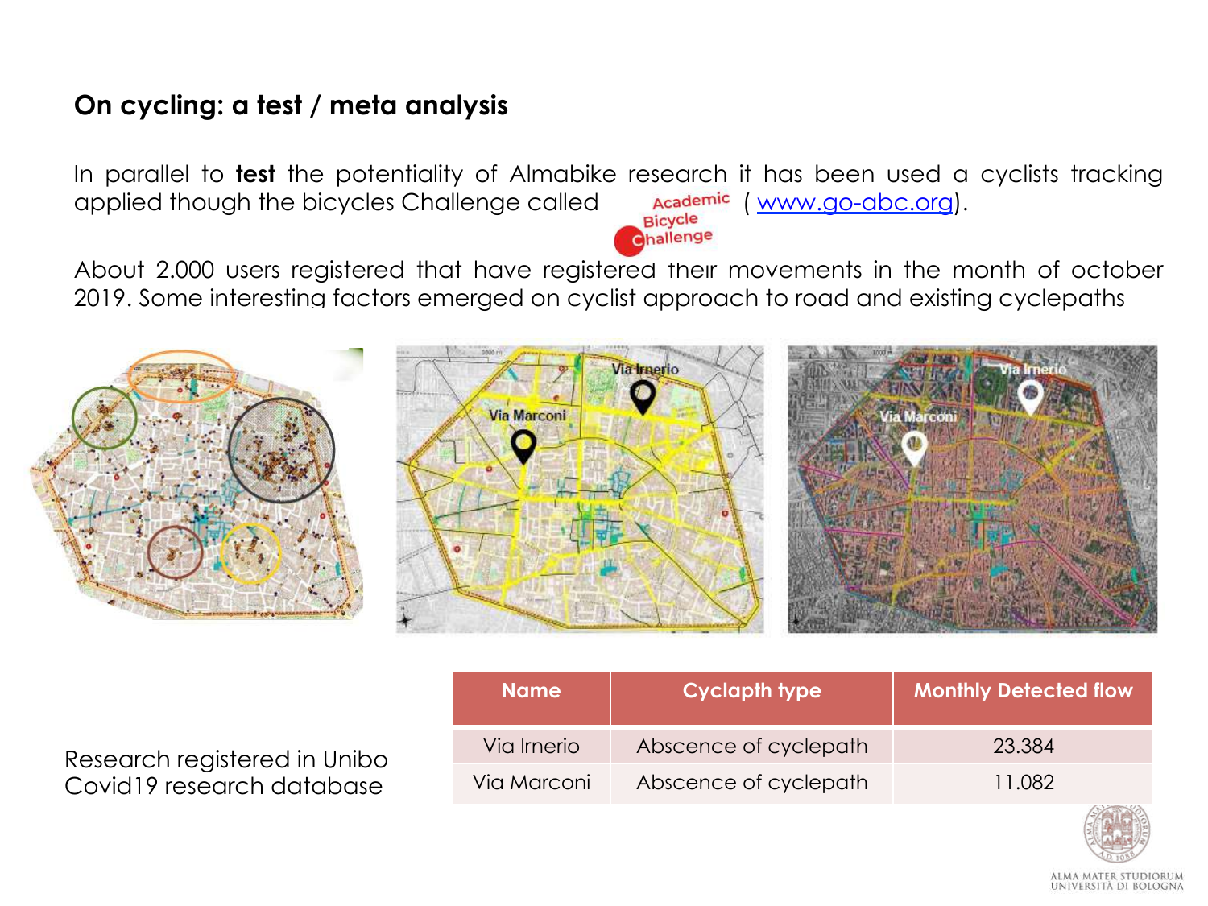## On cycling: a test / meta analysis

In parallel to **test** the potentiality of Almabike research it has been used a cyclists tracking applied though the bicycles Challenge called Academic Bicycle Challenge ( www.go-abc.org).

About 2.000 users registered that have registered their movements in the month of october 2019. Some interesting factors emerged on cyclist approach to road and existing cyclepaths

Research registered in Unibo Covid19 research database

| Name | Cyclapth type | Monthly Detected flow |
|---|---|---|
| Via Irnerio | Abscence of cyclepath | 23.384 |
| Via Marconi | Abscence of cyclepath | 11.082 |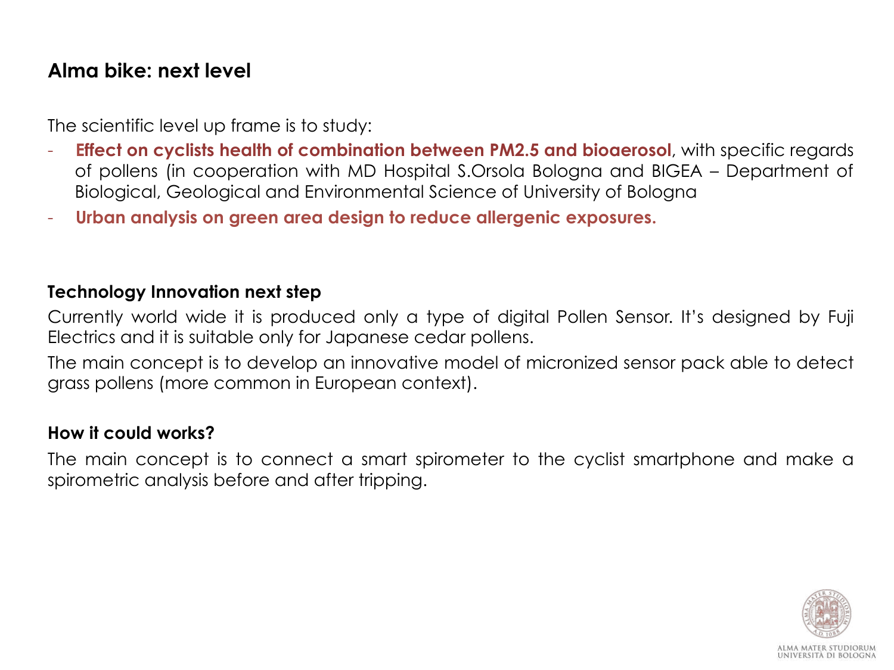## Alma bike: next level

The scientific level up frame is to study:

- **Effect on cyclists health of combination between PM2.5 and bioaerosol**, with specific regards of pollens (in cooperation with MD Hospital S.Orsola Bologna and BIGEA – Department of Biological, Geological and Environmental Science of University of Bologna
- **Urban analysis on green area design to reduce allergenic exposures.**

### Technology Innovation next step

Currently world wide it is produced only a type of digital Pollen Sensor. It's designed by Fuji Electrics and it is suitable only for Japanese cedar pollens.

The main concept is to develop an innovative model of micronized sensor pack able to detect grass pollens (more common in European context).

### How it could works?

The main concept is to connect a smart spirometer to the cyclist smartphone and make a spirometric analysis before and after tripping.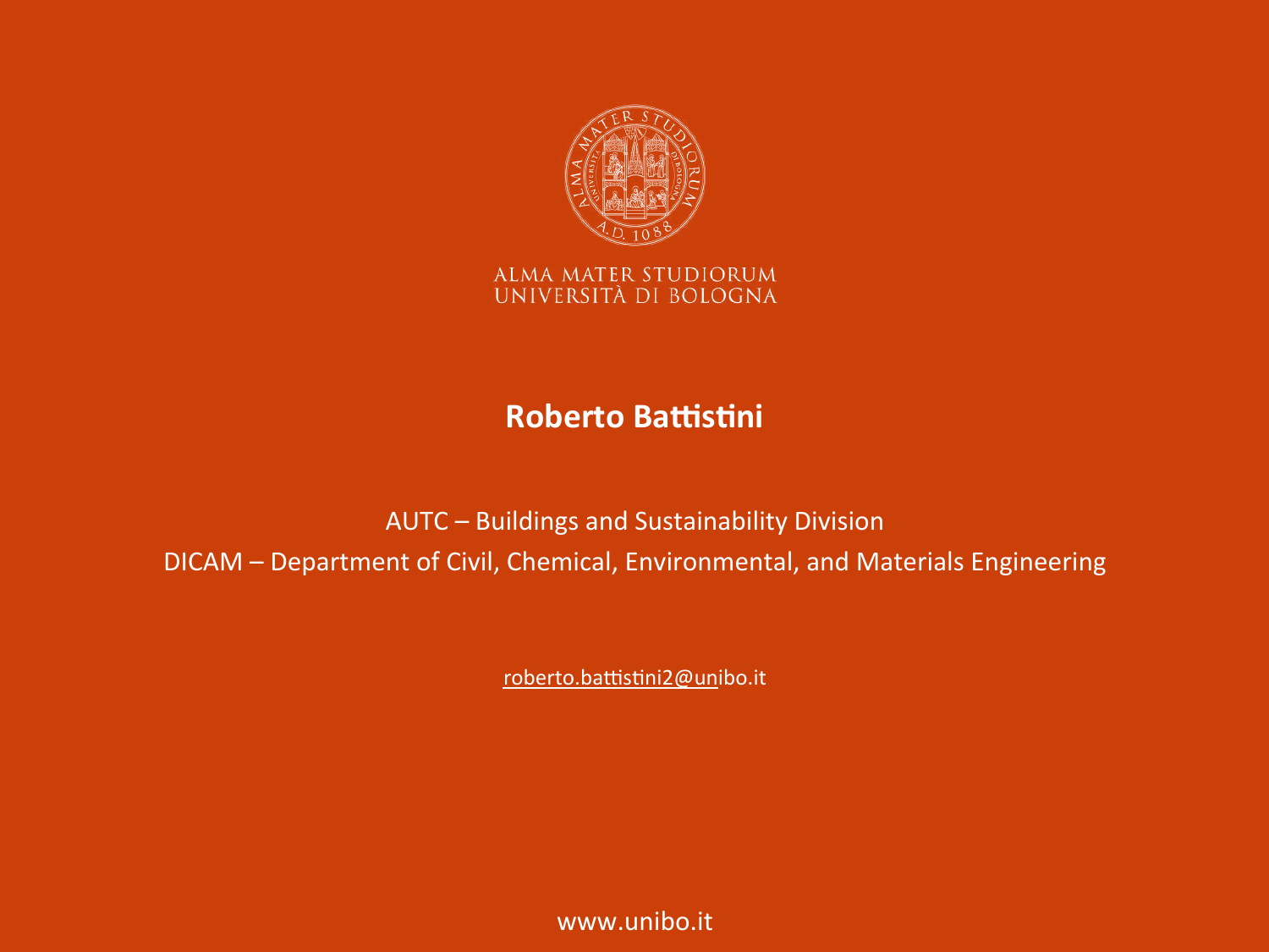ALMA MATER STUDIORUM
UNIVERSITÀ DI BOLOGNA

**Roberto Battistini**

AUTC – Buildings and Sustainability Division

DICAM – Department of Civil, Chemical, Environmental, and Materials Engineering

roberto.battistini2@unibo.it

www.unibo.it